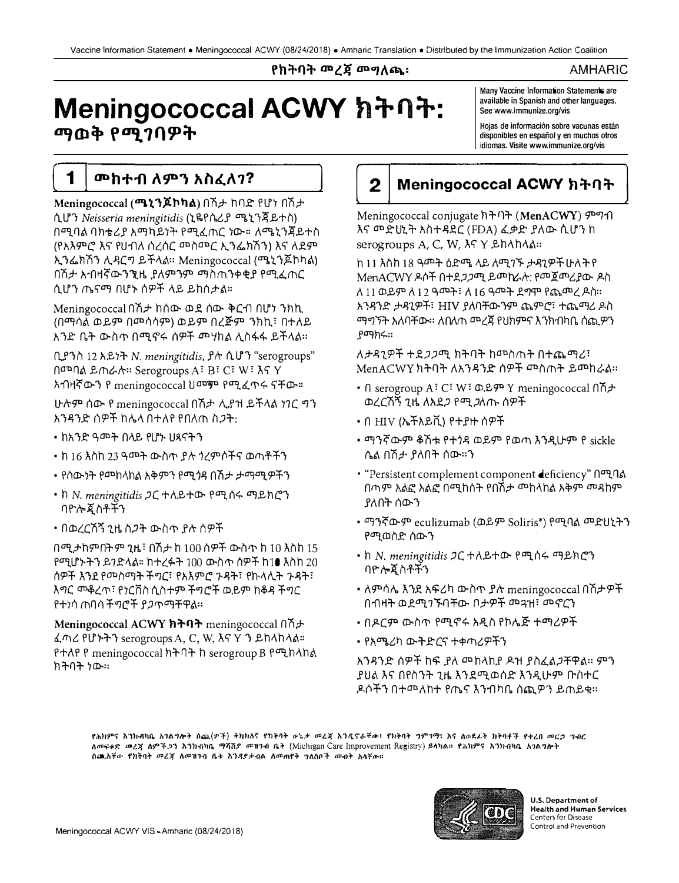የክትባት መረጃ መግለጫ፡

AMHARIC

# Meningococcal ACWY ክትባት: ማወቅ የሚገባዎት

Many Vaccine Information Statements are available in Spanish and other languages. See www.immunize.org/vis

Hojas de información sobre vacunas están disponibles en español y en muchos otros idiomas. Visite www.immunize.org/vis

## 1 መከተብ ለምን አስፈለገ?

**Meningococcal (ሜኒንጆኮካል)** በሽታ ከባድ የሆነ በሽታ ሲሆን *Neisseria meningitidis* (ኒዬየሴሪያ ሜኒንጃይተስ) በሚባል ባክቴሪያ አማካይነት የሚፈጠር ነው። ለሚኒንጃይተስ (የአእምሮ እና የህብለ ሰረሰር መስመር ኢንፌክሽን) እና ለደም ኢንፌክሽን ሊዳርግ ይችላል። Meningococcal (ሜኒንጆኮካል) በሽታ አብዛኛውንጊዜ ያለምንም ማስጠንቀቂያ የሚፈጠር ሲሆን ጤናማ በሆኑ ሰዎች ላይ ይከሰታል።

Meningococcal በሽታ ከሰው ወደ ሰው ቅርብ በሆነ ንክኪ (በማሳል ወይም በመሳሳም) ወይም በረጅም ንክኪ፣ በተለይ አንድ ቤት ውስጥ በሚኖሩ ሰዎች መሃከል ሊስፋፋ ይችላል።

ቢያንስ 12 አይነት *N. meningitidis*, ያሉ ሲሆን "serogroups" በመባል ይጠራሉ። Serogroups A፣ B፣ C፣ W፣ እና Y አብዛኛውን የ meningococcal ህመም የሚፈጥሩ ናቸው።

ሁሉም ሰው የ meningococcal በሽታ ሊያዝ ይችላል ነገር ግን አንዳንድ ሰዎች ከሌላ በተለየ የበለጠ ስጋት:

- ከአንድ ዓመት በላይ የሆኑ ህጻናትን
- ከ 16 እስከ 23 ዓመት ውስጥ ያሉ ጎረምሶችና ወጣቶችን
- የሰውነት የመከላከል አቅምን የሚጎዳ በሽታ ታማሚዎችን
- ከ *N. meningitidis* ጋር ተለይተው የሚሰሩ ማይክሮን ባዮሎጂስቶችን
- በወረርሽኝ ጊዜ ስጋት ውስጥ ያሉ ሰዎች

በሚታከምበትም ጊዜ፣ በሽታ ከ 100 ሰዎች ውስጥ ከ 10 እስከ 15 የሚሆኑትን ይገድላል። ከተረፉት 100 ውስጥ ሰዎች ከ10 እስከ 20 ሰዎች እንደ የመስማት ችግር፣ የአእምሮ ጉዳት፣ የኩላሊት ጉዳት፣ እግር መቆረጥ፣ የነርቭስ ሲስተም ችግሮች ወይም ከቆዳ ችግር የተነሳ ጠባሳ ችግሮች ያጋጥማቸዋል።

**Meningococcal ACWY ክትባት** meningococcal በሽታ ፈጣሪ የሆኑትን serogroups A, C, W, እና Y ን ይከላከላል። የተለየ የ meningococcal ክትባት ከ serogroup B የሚከላከል ክትባት ነው።

## 2 Meningococcal ACWY ክትባት

Meningococcal conjugate ክትባት (**MenACWY**) ምግብ እና መድሀኒት አስተዳደር (FDA) ፈቃድ ያለው ሲሆን ከ serogroups A, C, W, እና Y ይከላከላል።

ከ 11 እስከ 18 ዓመት ዕድሜ ላይ ለሚገኙ ታዳጊዎች ሁለት የ MenACWY ዶሶች በተደጋጋሚ ይመከራሉ: የመጀመሪያው ዶስ ለ 11 ወይም ለ12 ዓመት፣ ለ 16 ዓመት ደግሞ የጨመረ ዶስ። አንዳንድ ታዳጊዎች፣ HIV ያለባቸውንም ጨምሮ፣ ተጨማሪ ዶስ ማግኘት አለባቸው። ለበለጠ መረጃ የህክምና እንክብካቤ ሰጪዎን ያማክሩ።

ለታዳጊዎች ተደጋጋሚ ክትባት ከመስጠት በተጨማሪ፣ MenACWY ክትባት ለአንዳንድ ሰዎች መስጠት ይመከራል።

- በ serogroup A፣ C፣ W፣ ወይም Y meningococcal በሽታ ወረርሽኝ ጊዜ ለአደጋ የሚጋለጡ ሰዎች
- በ HIV (ኤችአይቪ) የተያዙ ሰዎች
- ማንኛውም ቆሽቱ የተጎዳ ወይም የወጣ እንዲሁም የ sickle ሴል በሽታ ያለበት ሰው።ን
- "Persistent complement component deficiency" በሚባል በጣም አልፎ አልፎ በሚከሰት የበሽታ መከላከል አቅም መዳከም ያለበት ሰውን
- ማንኛውም eculizumab (ወይም Soliris®) የሚባል መድሀኒትን የሚወስድ ሰውን
- ከ *N. meningitidis* ጋር ተለይተው የሚሰሩ ማይክሮን ባዮሎጂስቶችን
- ለምሳሌ እንደ አፍሪካ ውስጥ ያሉ meningococcal በሽታዎች በብዛት ወደሚገኙባቸው በታዎች መጓዝ፣ መኖርን
- በዶርም ውስጥ የሚኖሩ አዲስ የኮሌጅ ተማሪዎች
- የአሜሪካ ውትድርና ተቀጣሪዎችን

አንዳንድ ሰዎች ከፍ ያለ መከላከያ ዶዝ ያስፈልጋቸዋል። ምን ያህል እና በየስንት ጊዜ እንደሚወሰድ እንዲሁም ቡስተር ዶሶችን በተመለከተ የጤና እንክብካቤ ሰጪዎን ይጠይቁ።

የሕክምና እንክብካቤ አገልግሎት ሰጪ(ዎች) ትክክለኛ የክትባት ሁኔታ መረጃ እንዲኖራችሁ፣ የክትባት ግምገማ፣ እና ለወደፊት ክትባቶች የቀረበ መርኃ ግብር ለመፍቀድ መረጃ ለምችጋን እንክብካቤ ማሻሻያ መዝገብ ቤት (Michigan Care Improvement Registry) ይላካል። የሕክምና እንክብካቤ አገልግሎት ሰጪዎቻቸው የክትባት መረጃ ለመዝገብ ቤቱ እንዳያቃብል ለመጠየቅ ግለሰቦች መብት አላቸው።

U.S. Department of Health and Human Services
Centers for Disease Control and Prevention

Meningococcal ACWY VIS - Amharic (08/24/2018)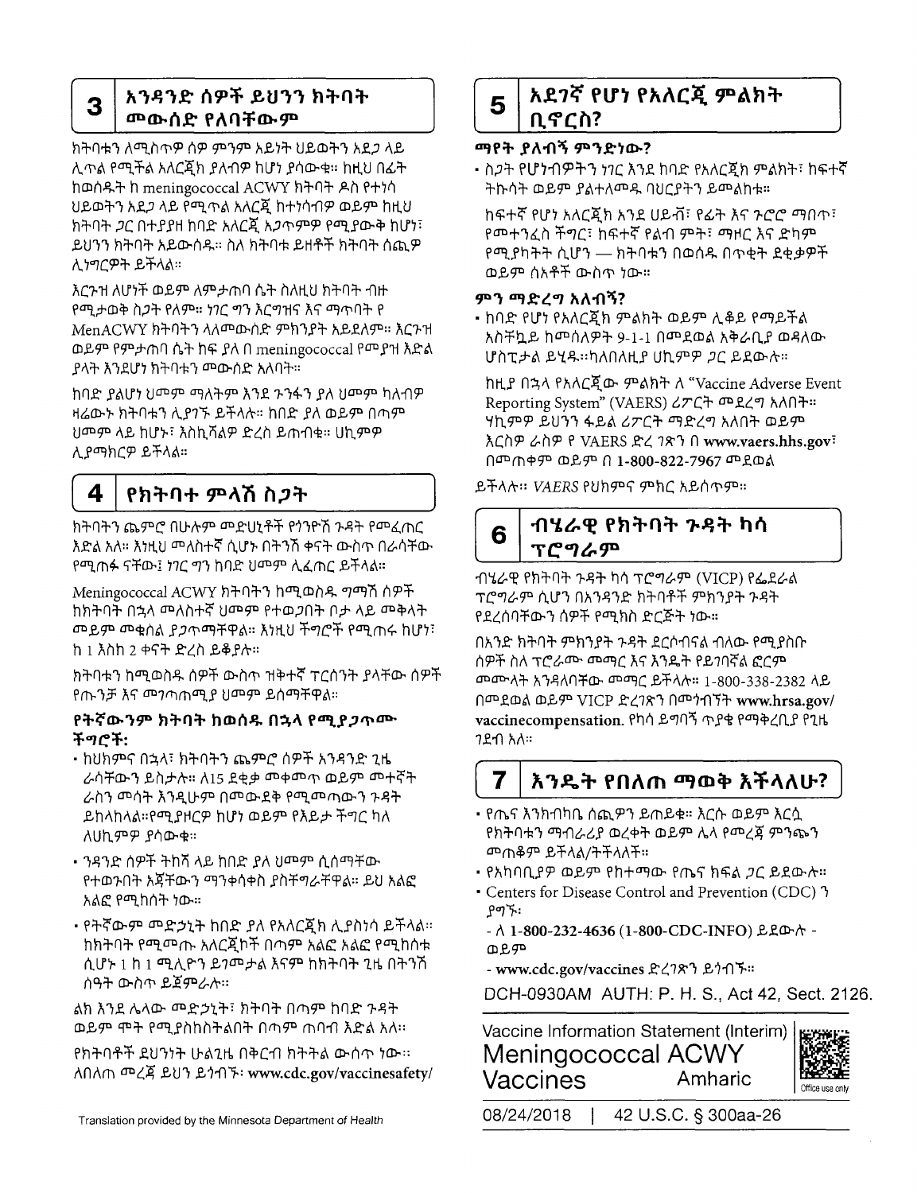## 3 | አንዳንድ ሰዎች ይህንን ክትባት መውሰድ የለባቸውም

ክትባቱን ለሚሰጥዎ ሰው ምንም አይነት ህይወትን አደጋ ላይ ሊጥል የሚችል አለርጂክ ያለብዎ ከሆነ ያሳውቁ። ከዚህ በፊት ከወሰዱት ከ meningococcal ACWY ክትባት ዶስ የተነሳ ህይወትን አደጋ ላይ የሚጥል አለርጂ ከተነሳብዎ ወይም ከዚህ ክትባት ጋር በተያያዘ ከባድ አለርጂ አጋጥምዎ የሚያውቅ ከሆነ፣ ይህንን ክትባት አይውሰዱ። ስለ ክትባቱ ይዘቶች ክትባት ሰጪዎ ሊነግርዎት ይችላል።

እርጉዝ ለሆነች ወይም ለምታጠባ ሴት ስለዚህ ክትባት ብዙ የሚታወቅ ስጋት የለም። ነገር ግን እርግዝና እና ማጥባት የ MenACWY ክትባትን ላለመውሰድ ምክንያት አይደለም። እርጉዝ ወይም የምታጠባ ሴት ከፍ ያለ በ meningococcal የመያዝ እድል ያላት እንደሆነ ክትባቱን መውሰድ አለባት።

ከበድ ያልሆነ ህመም ማለትም እንደ ጉንፋን ያለ ህመም ካለብዎ ዛሬውኑ ክትባቱን ሊያገኙ ይችላሉ። ከበድ ያለ ወይም በጣም ህመም ላይ ከሆኑ፣ እስኪሻልዎ ድረስ ይጠብቁ። ሀኪምዎ ሊያማክርዎ ይችላል።

## 4 | የክትባተ ምላሽ ስጋት

ክትባትን ጨምሮ በሁሉም መድሀኒቶች የጎንዮሽ ጉዳት የመፈጠር እድል አለ። እነዚህ መለስተኛ ሲሆኑ በትንሽ ቀናት ውስጥ በራሳቸው የሚጠፉ ናቸው፤ ነገር ግን ከበድ ህመም ሊፈጠር ይችላል።

Meningococcal ACWY ክትባትን ከሚወስዱ ግማሽ ሰዎች ከክትባት በኋላ መለስተኛ ህመም የተወጋበት በታ ላይ መቅላት መይም መቁሰል ያጋጥማቸዋል። እነዚህ ችግሮች የሚጠፉ ከሆነ፣ ከ 1 እስከ 2 ቀናት ድረስ ይቆያሉ።

ክትባቱን ከሚወስዱ ሰዎች ውስጥ ዝቅተኛ ፐርሰንት ያላቸው ሰዎች የጡንቻ እና መገጣጠሚያ ህመም ይሰማቸዋል።

### የትኛውንም ክትባት ከወሰዱ በኋላ የሚያጋጥሙ ችግሮች:

- ከህክምና በኋላ፣ ክትባትን ጨምሮ ሰዎች አንዳንድ ጊዜ ራሳቸውን ይስታሉ። ለ15 ደቂቃ መቀመጥ ወይም መተኛት ራስን መሳት እንዲሁም በመውደቅ የሚመጣውን ጉዳት ይከላከላል።የሚያዞርዎ ከሆነ ወይም የእይታ ችግር ካለ ለሀኪምዎ ያሳውቁ።
- ንዳንድ ሰዎች ትከሻ ላይ ከበድ ያለ ህመም ሲሰማቸው የተወጉበት እጃቸውን ማንቀሳቀስ ያስቸግራቸዋል። ይህ አልፎ አልፎ የሚከሰት ነው።
- የትኛውም መድኃኒት ከበድ ያለ የአለርጂክ ሊያስነሳ ይችላል። ከክትባት የሚመጡ አለርጂኮች በጣም አልፎ አልፎ የሚከሰቱ ሲሆኑ 1 ከ 1 ሚሊዮን ይገመታል እናም ከክትባት ጊዜ በትንሽ ሰዓት ውስጥ ይጀምራሉ።

ልክ እንደ ሌላው መድኃኒት፣ ክትባት በጣም ከበድ ጉዳት ወይም ሞት የሚያስከስትልበት በጣም ጠባብ እድል አለ።

የክትባቶች ደህንነት ሁልጊዜ በቅርብ ክትትል ውስጥ ነው። ለበለጠ መረጃ ይህን ይጎብኙ፡ www.cdc.gov/vaccinesafety/

## 5 | አደገኛ የሆነ የአለርጂ ምልክት ቢኖርስ?

### ማየት ያለብኝ ምንድነው?

- ስጋት የሆኑብዎትን ነገር እንደ ከበድ የአለርጂክ ምልክት፣ ከፍተኛ ትኩሳት ወይም ያልተለመዱ ባህሪያትን ይመልከቱ።

ከፍተኛ የሆነ አለርጂክ አንደ ሀይብ፣ የፊት እና ጉሮሮ ማበጥ፣ የመተንፈስ ችግር፣ ከፍተኛ የልብ ምት፣ ማዞር እና ድካም የሚያካትት ሲሆን — ክትባቱን በወሰዱ በጥቂት ደቂቃዎች ወይም ሰአቶች ውስጥ ነው።

### ምን ማድረግ አለብኝ?

- ከበድ የሆነ የአለርጂክ ምልክት ወይም ሊቆይ የማይችል አስቸኳይ ከመሰለዎት 9-1-1 በመደወል አቅራቢያ ወዳለው ሆስፒታል ይሂዱ።ካለበለዚያ ሀኪምዎ ጋር ይደውሉ።

ከዚያ በኋላ የአለርጂው ምልክት ለ "Vaccine Adverse Event Reporting System" (VAERS) ሪፖርት መደረግ አለበት። ሃኪምዎ ይህንን ፋይል ሪፖርት ማድረግ አለበት ወይም እርስዎ ራስዎ የ VAERS ድረ ገጽን በ www.vaers.hhs.gov፣ በመጠቀም ወይም በ 1-800-822-7967 መደወል

ይችላሉ። *VAERS የህክምና ምክር አይሰጥም።*

## 6 | ብሄራዊ የክትባት ጉዳት ካሳ ፕሮግራም

ብሄራዊ የክትባት ጉዳት ካሳ ፕሮግራም (VICP) የፌደራል ፕሮግራም ሲሆን በአንዳንድ ክትባቶች ምክንያት ጉዳት የደረሰባቸውን ሰዎች የሚካስ ድርጅት ነው።

በአንድ ክትባት ምክንያት ጉዳት ደርሶብናል ብለው የሚያስቡ ሰዎች ስለ ፕሮራሙ መማር እና እንዴት የይገባኛል ፎርም መሙላት እንዳለባቸው መማር ይችላሉ። 1-800-338-2382 ላይ በመደወል ወይም VICP ድረገጽን በመጎብኘት www.hrsa.gov/vaccinecompensation. የካሳ ይግባኝ ጥያቄ የማቅረቢያ የጊዜ ገደብ አለ።

## 7 | እንዴት የበለጠ ማወቅ እችላለሁ?

- የጤና እንክብካቤ ሰጪዎን ይጠይቁ። እርሱ ወይም እርሷ የክትባቱን ማብራሪያ ወረቀት ወይም ሌላ የመረጃ ምንጭን መጠቆም ይችላል/ትችላለች።
- የአካባቢያዎ ወይም የከተማው የጤና ክፍል ጋር ይደውሉ።
- Centers for Disease Control and Prevention (CDC) ን ያግኙ፡
  - ለ 1-800-232-4636 (1-800-CDC-INFO) ይደውሉ - ወይም
  - www.cdc.gov/vaccines ድረገጽን ይጎብኙ።

DCH-0930AM AUTH: P. H. S., Act 42, Sect. 2126.

Vaccine Information Statement (Interim)
Meningococcal ACWY Vaccines
Amharic

Office use only

08/24/2018 | 42 U.S.C. § 300aa-26

Translation provided by the Minnesota Department of Health